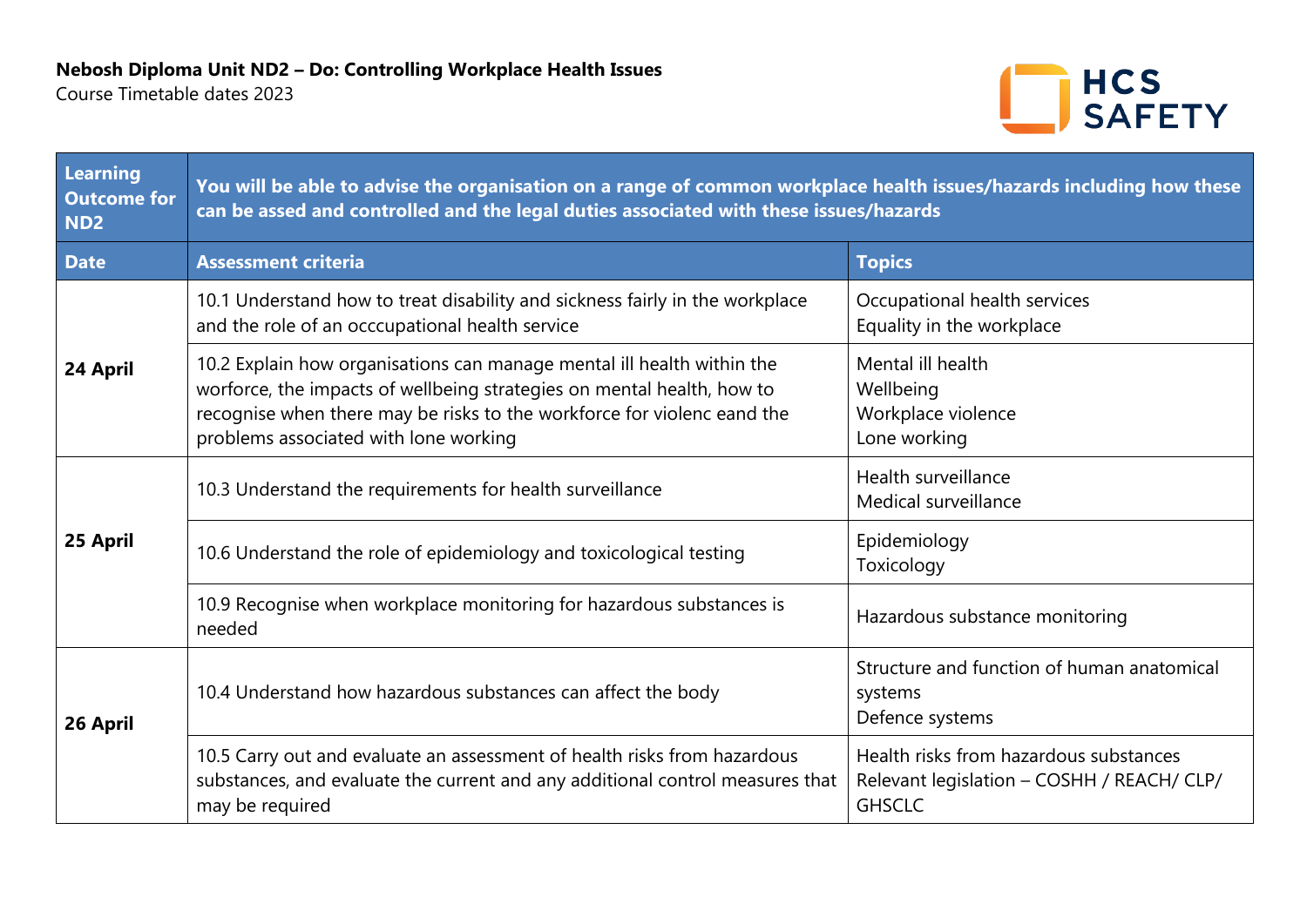**Nebosh Diploma Unit ND2 – Do: Controlling Workplace Health Issues**

Course Timetable dates 2023

| **Learning Outcome for ND2** | **You will be able to advise the organisation on a range of common workplace health issues/hazards including how these can be assed and controlled and the legal duties associated with these issues/hazards** | |
|---|---|---|
| **Date** | **Assessment criteria** | **Topics** |
| **24 April** | 10.1 Understand how to treat disability and sickness fairly in the workplace and the role of an occcupational health service | Occupational health services<br>Equality in the workplace |
| | 10.2 Explain how organisations can manage mental ill health within the worforce, the impacts of wellbeing strategies on mental health, how to recognise when there may be risks to the workforce for violenc eand the problems associated with lone working | Mental ill health<br>Wellbeing<br>Workplace violence<br>Lone working |
| **25 April** | 10.3 Understand the requirements for health surveillance | Health surveillance<br>Medical surveillance |
| | 10.6 Understand the role of epidemiology and toxicological testing | Epidemiology<br>Toxicology |
| | 10.9 Recognise when workplace monitoring for hazardous substances is needed | Hazardous substance monitoring |
| **26 April** | 10.4 Understand how hazardous substances can affect the body | Structure and function of human anatomical systems<br>Defence systems |
| | 10.5 Carry out and evaluate an assessment of health risks from hazardous substances, and evaluate the current and any additional control measures that may be required | Health risks from hazardous substances<br>Relevant legislation – COSHH / REACH/ CLP/ GHSCLC |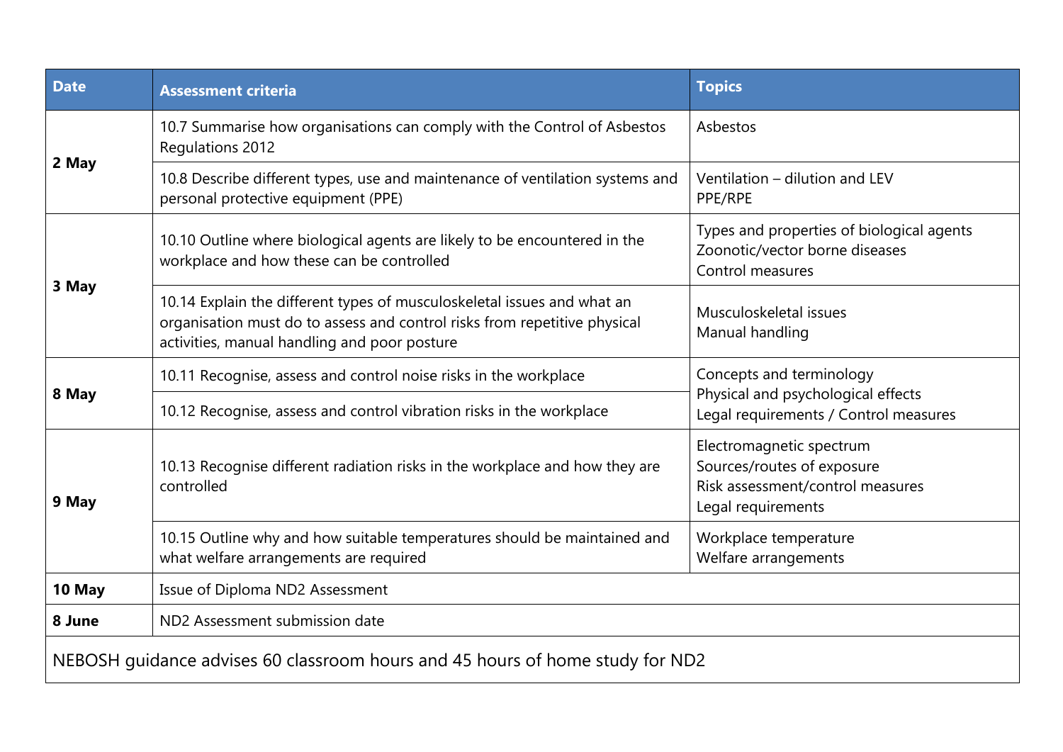| Date | Assessment criteria | Topics |
|---|---|---|
| **2 May** | 10.7 Summarise how organisations can comply with the Control of Asbestos Regulations 2012 | Asbestos |
| | 10.8 Describe different types, use and maintenance of ventilation systems and personal protective equipment (PPE) | Ventilation – dilution and LEV<br>PPE/RPE |
| **3 May** | 10.10 Outline where biological agents are likely to be encountered in the workplace and how these can be controlled | Types and properties of biological agents<br>Zoonotic/vector borne diseases<br>Control measures |
| | 10.14 Explain the different types of musculoskeletal issues and what an organisation must do to assess and control risks from repetitive physical activities, manual handling and poor posture | Musculoskeletal issues<br>Manual handling |
| **8 May** | 10.11 Recognise, assess and control noise risks in the workplace | Concepts and terminology<br>Physical and psychological effects<br>Legal requirements / Control measures |
| | 10.12 Recognise, assess and control vibration risks in the workplace | |
| **9 May** | 10.13 Recognise different radiation risks in the workplace and how they are controlled | Electromagnetic spectrum<br>Sources/routes of exposure<br>Risk assessment/control measures<br>Legal requirements |
| | 10.15 Outline why and how suitable temperatures should be maintained and what welfare arrangements are required | Workplace temperature<br>Welfare arrangements |
| **10 May** | Issue of Diploma ND2 Assessment | |
| **8 June** | ND2 Assessment submission date | |

NEBOSH guidance advises 60 classroom hours and 45 hours of home study for ND2